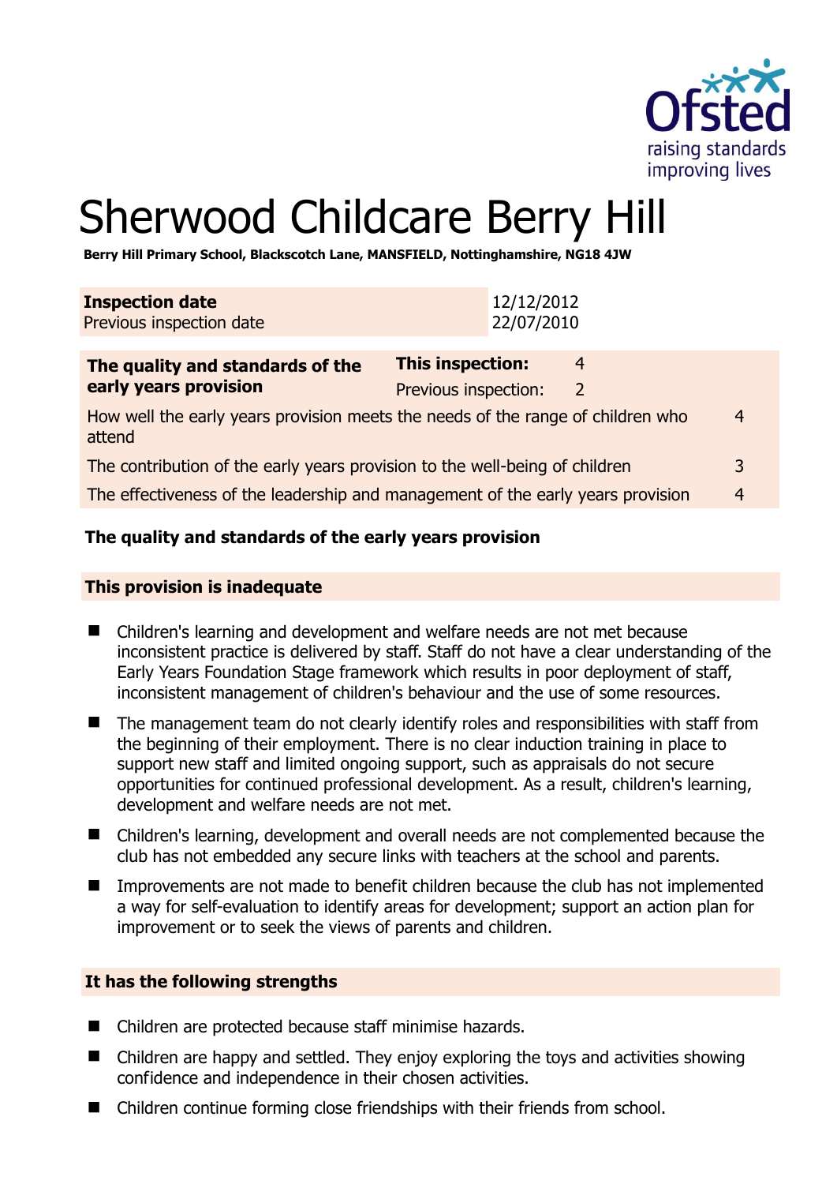# Sherwood Childcare Berry Hill

**Berry Hill Primary School, Blackscotch Lane, MANSFIELD, Nottinghamshire, NG18 4JW**

| **Inspection date** | 12/12/2012 |
|---|---|
| Previous inspection date | 22/07/2010 |

| **The quality and standards of the early years provision** | **This inspection:** 4<br>Previous inspection: 2 |
|---|---|
| How well the early years provision meets the needs of the range of children who attend | 4 |
| The contribution of the early years provision to the well-being of children | 3 |
| The effectiveness of the leadership and management of the early years provision | 4 |

**The quality and standards of the early years provision**

**This provision is inadequate**

- Children's learning and development and welfare needs are not met because inconsistent practice is delivered by staff. Staff do not have a clear understanding of the Early Years Foundation Stage framework which results in poor deployment of staff, inconsistent management of children's behaviour and the use of some resources.
- The management team do not clearly identify roles and responsibilities with staff from the beginning of their employment. There is no clear induction training in place to support new staff and limited ongoing support, such as appraisals do not secure opportunities for continued professional development. As a result, children's learning, development and welfare needs are not met.
- Children's learning, development and overall needs are not complemented because the club has not embedded any secure links with teachers at the school and parents.
- Improvements are not made to benefit children because the club has not implemented a way for self-evaluation to identify areas for development; support an action plan for improvement or to seek the views of parents and children.

**It has the following strengths**

- Children are protected because staff minimise hazards.
- Children are happy and settled. They enjoy exploring the toys and activities showing confidence and independence in their chosen activities.
- Children continue forming close friendships with their friends from school.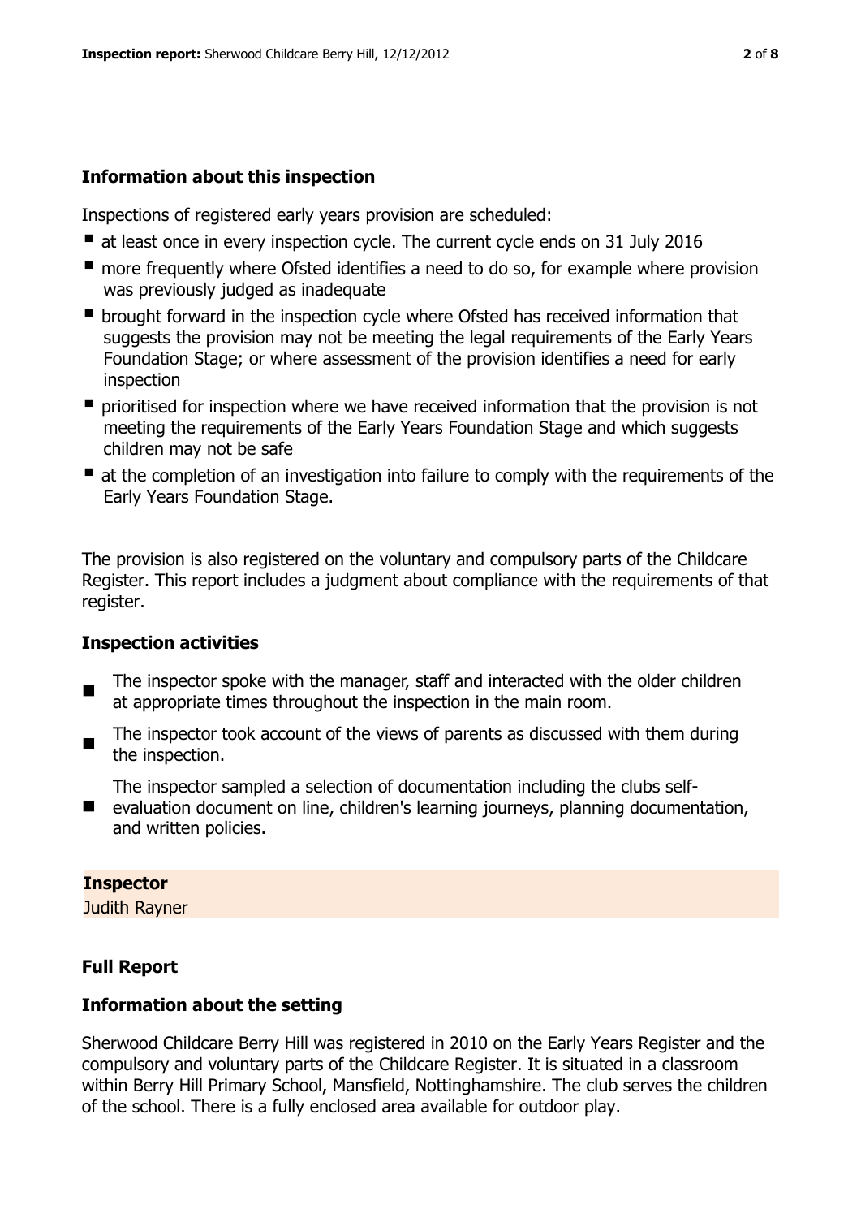### Information about this inspection

Inspections of registered early years provision are scheduled:

- at least once in every inspection cycle. The current cycle ends on 31 July 2016
- more frequently where Ofsted identifies a need to do so, for example where provision was previously judged as inadequate
- brought forward in the inspection cycle where Ofsted has received information that suggests the provision may not be meeting the legal requirements of the Early Years Foundation Stage; or where assessment of the provision identifies a need for early inspection
- prioritised for inspection where we have received information that the provision is not meeting the requirements of the Early Years Foundation Stage and which suggests children may not be safe
- at the completion of an investigation into failure to comply with the requirements of the Early Years Foundation Stage.

The provision is also registered on the voluntary and compulsory parts of the Childcare Register. This report includes a judgment about compliance with the requirements of that register.

### Inspection activities

- The inspector spoke with the manager, staff and interacted with the older children at appropriate times throughout the inspection in the main room.
- The inspector took account of the views of parents as discussed with them during the inspection.
- The inspector sampled a selection of documentation including the clubs self-evaluation document on line, children's learning journeys, planning documentation, and written policies.

**Inspector**
Judith Rayner

### Full Report

### Information about the setting

Sherwood Childcare Berry Hill was registered in 2010 on the Early Years Register and the compulsory and voluntary parts of the Childcare Register. It is situated in a classroom within Berry Hill Primary School, Mansfield, Nottinghamshire. The club serves the children of the school. There is a fully enclosed area available for outdoor play.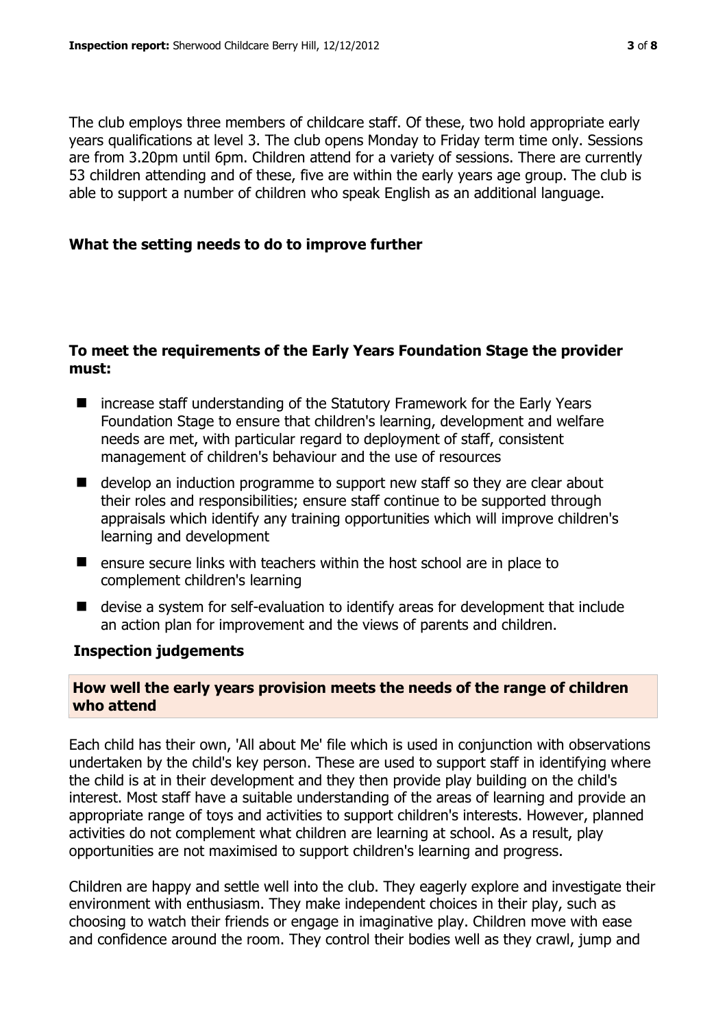The club employs three members of childcare staff. Of these, two hold appropriate early years qualifications at level 3. The club opens Monday to Friday term time only. Sessions are from 3.20pm until 6pm. Children attend for a variety of sessions. There are currently 53 children attending and of these, five are within the early years age group. The club is able to support a number of children who speak English as an additional language.

## What the setting needs to do to improve further

### To meet the requirements of the Early Years Foundation Stage the provider must:

- increase staff understanding of the Statutory Framework for the Early Years Foundation Stage to ensure that children's learning, development and welfare needs are met, with particular regard to deployment of staff, consistent management of children's behaviour and the use of resources
- develop an induction programme to support new staff so they are clear about their roles and responsibilities; ensure staff continue to be supported through appraisals which identify any training opportunities which will improve children's learning and development
- ensure secure links with teachers within the host school are in place to complement children's learning
- devise a system for self-evaluation to identify areas for development that include an action plan for improvement and the views of parents and children.

## Inspection judgements

### How well the early years provision meets the needs of the range of children who attend

Each child has their own, 'All about Me' file which is used in conjunction with observations undertaken by the child's key person. These are used to support staff in identifying where the child is at in their development and they then provide play building on the child's interest. Most staff have a suitable understanding of the areas of learning and provide an appropriate range of toys and activities to support children's interests. However, planned activities do not complement what children are learning at school. As a result, play opportunities are not maximised to support children's learning and progress.

Children are happy and settle well into the club. They eagerly explore and investigate their environment with enthusiasm. They make independent choices in their play, such as choosing to watch their friends or engage in imaginative play. Children move with ease and confidence around the room. They control their bodies well as they crawl, jump and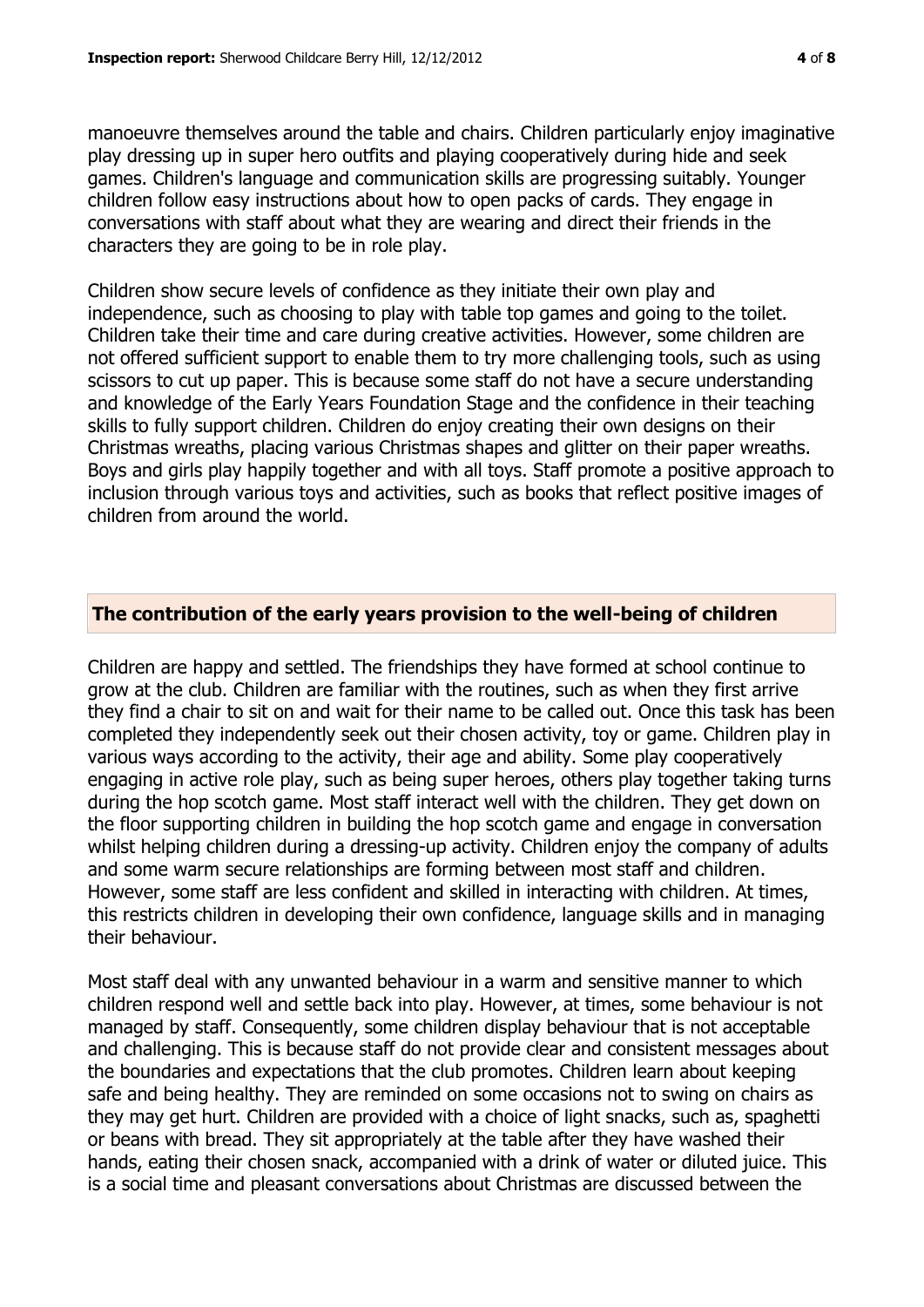manoeuvre themselves around the table and chairs. Children particularly enjoy imaginative play dressing up in super hero outfits and playing cooperatively during hide and seek games. Children's language and communication skills are progressing suitably. Younger children follow easy instructions about how to open packs of cards. They engage in conversations with staff about what they are wearing and direct their friends in the characters they are going to be in role play.

Children show secure levels of confidence as they initiate their own play and independence, such as choosing to play with table top games and going to the toilet. Children take their time and care during creative activities. However, some children are not offered sufficient support to enable them to try more challenging tools, such as using scissors to cut up paper. This is because some staff do not have a secure understanding and knowledge of the Early Years Foundation Stage and the confidence in their teaching skills to fully support children. Children do enjoy creating their own designs on their Christmas wreaths, placing various Christmas shapes and glitter on their paper wreaths. Boys and girls play happily together and with all toys. Staff promote a positive approach to inclusion through various toys and activities, such as books that reflect positive images of children from around the world.

## The contribution of the early years provision to the well-being of children

Children are happy and settled. The friendships they have formed at school continue to grow at the club. Children are familiar with the routines, such as when they first arrive they find a chair to sit on and wait for their name to be called out. Once this task has been completed they independently seek out their chosen activity, toy or game. Children play in various ways according to the activity, their age and ability. Some play cooperatively engaging in active role play, such as being super heroes, others play together taking turns during the hop scotch game. Most staff interact well with the children. They get down on the floor supporting children in building the hop scotch game and engage in conversation whilst helping children during a dressing-up activity. Children enjoy the company of adults and some warm secure relationships are forming between most staff and children. However, some staff are less confident and skilled in interacting with children. At times, this restricts children in developing their own confidence, language skills and in managing their behaviour.

Most staff deal with any unwanted behaviour in a warm and sensitive manner to which children respond well and settle back into play. However, at times, some behaviour is not managed by staff. Consequently, some children display behaviour that is not acceptable and challenging. This is because staff do not provide clear and consistent messages about the boundaries and expectations that the club promotes. Children learn about keeping safe and being healthy. They are reminded on some occasions not to swing on chairs as they may get hurt. Children are provided with a choice of light snacks, such as, spaghetti or beans with bread. They sit appropriately at the table after they have washed their hands, eating their chosen snack, accompanied with a drink of water or diluted juice. This is a social time and pleasant conversations about Christmas are discussed between the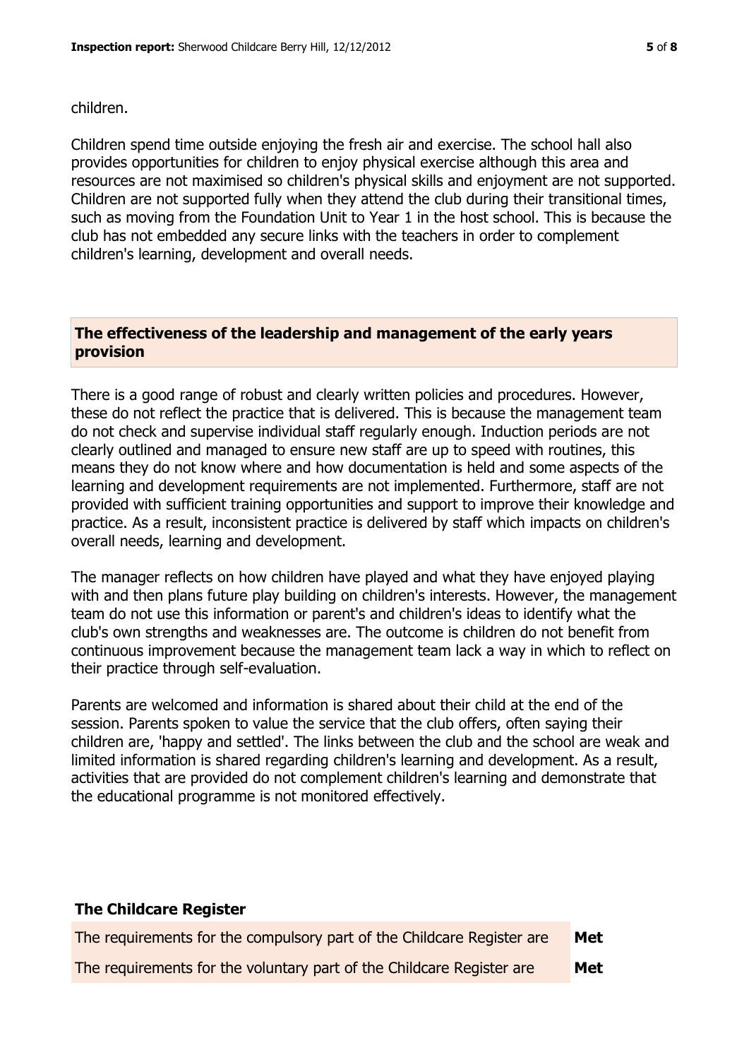children.

Children spend time outside enjoying the fresh air and exercise. The school hall also provides opportunities for children to enjoy physical exercise although this area and resources are not maximised so children's physical skills and enjoyment are not supported. Children are not supported fully when they attend the club during their transitional times, such as moving from the Foundation Unit to Year 1 in the host school. This is because the club has not embedded any secure links with the teachers in order to complement children's learning, development and overall needs.

## The effectiveness of the leadership and management of the early years provision

There is a good range of robust and clearly written policies and procedures. However, these do not reflect the practice that is delivered. This is because the management team do not check and supervise individual staff regularly enough. Induction periods are not clearly outlined and managed to ensure new staff are up to speed with routines, this means they do not know where and how documentation is held and some aspects of the learning and development requirements are not implemented. Furthermore, staff are not provided with sufficient training opportunities and support to improve their knowledge and practice. As a result, inconsistent practice is delivered by staff which impacts on children's overall needs, learning and development.

The manager reflects on how children have played and what they have enjoyed playing with and then plans future play building on children's interests. However, the management team do not use this information or parent's and children's ideas to identify what the club's own strengths and weaknesses are. The outcome is children do not benefit from continuous improvement because the management team lack a way in which to reflect on their practice through self-evaluation.

Parents are welcomed and information is shared about their child at the end of the session. Parents spoken to value the service that the club offers, often saying their children are, 'happy and settled'. The links between the club and the school are weak and limited information is shared regarding children's learning and development. As a result, activities that are provided do not complement children's learning and demonstrate that the educational programme is not monitored effectively.

## The Childcare Register

| | |
|---|---|
| The requirements for the compulsory part of the Childcare Register are | **Met** |
| The requirements for the voluntary part of the Childcare Register are | **Met** |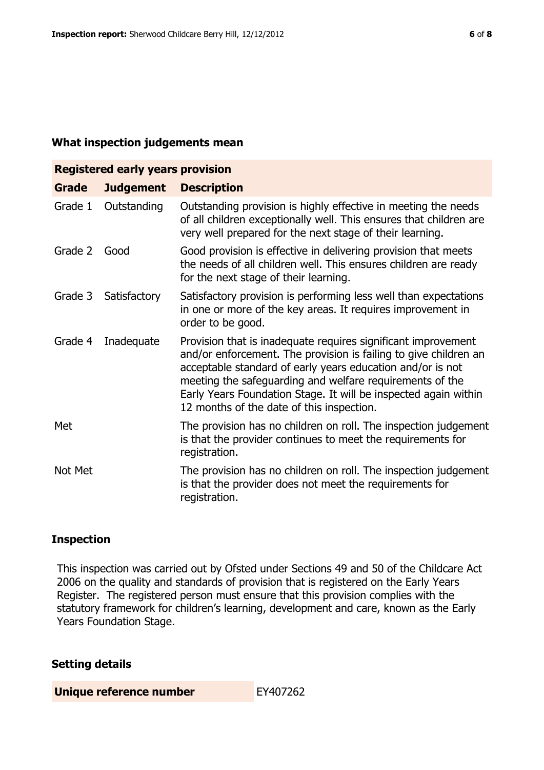## What inspection judgements mean

| Registered early years provision | | |
|---|---|---|
| **Grade** | **Judgement** | **Description** |
| Grade 1 | Outstanding | Outstanding provision is highly effective in meeting the needs of all children exceptionally well. This ensures that children are very well prepared for the next stage of their learning. |
| Grade 2 | Good | Good provision is effective in delivering provision that meets the needs of all children well. This ensures children are ready for the next stage of their learning. |
| Grade 3 | Satisfactory | Satisfactory provision is performing less well than expectations in one or more of the key areas. It requires improvement in order to be good. |
| Grade 4 | Inadequate | Provision that is inadequate requires significant improvement and/or enforcement. The provision is failing to give children an acceptable standard of early years education and/or is not meeting the safeguarding and welfare requirements of the Early Years Foundation Stage. It will be inspected again within 12 months of the date of this inspection. |
| Met | | The provision has no children on roll. The inspection judgement is that the provider continues to meet the requirements for registration. |
| Not Met | | The provision has no children on roll. The inspection judgement is that the provider does not meet the requirements for registration. |

## Inspection

This inspection was carried out by Ofsted under Sections 49 and 50 of the Childcare Act 2006 on the quality and standards of provision that is registered on the Early Years Register. The registered person must ensure that this provision complies with the statutory framework for children's learning, development and care, known as the Early Years Foundation Stage.

## Setting details

| | |
|---|---|
| **Unique reference number** | EY407262 |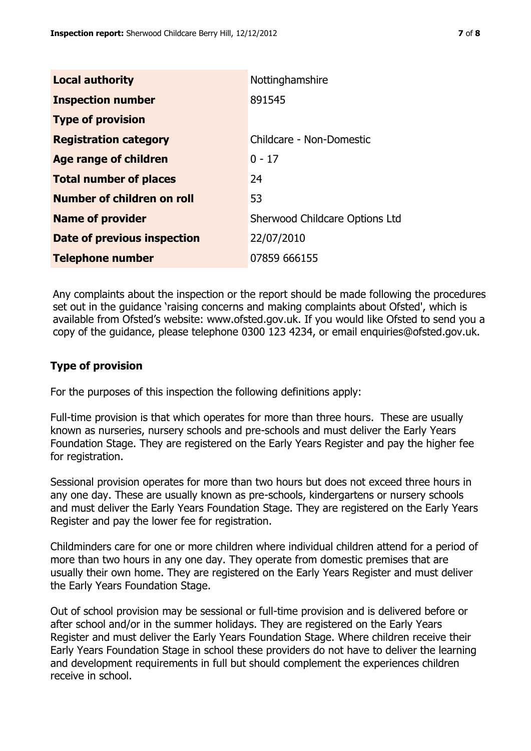| | |
|---|---|
| **Local authority** | Nottinghamshire |
| **Inspection number** | 891545 |
| **Type of provision** | |
| **Registration category** | Childcare - Non-Domestic |
| **Age range of children** | 0 - 17 |
| **Total number of places** | 24 |
| **Number of children on roll** | 53 |
| **Name of provider** | Sherwood Childcare Options Ltd |
| **Date of previous inspection** | 22/07/2010 |
| **Telephone number** | 07859 666155 |

Any complaints about the inspection or the report should be made following the procedures set out in the guidance 'raising concerns and making complaints about Ofsted', which is available from Ofsted's website: www.ofsted.gov.uk. If you would like Ofsted to send you a copy of the guidance, please telephone 0300 123 4234, or email enquiries@ofsted.gov.uk.

## Type of provision

For the purposes of this inspection the following definitions apply:

Full-time provision is that which operates for more than three hours. These are usually known as nurseries, nursery schools and pre-schools and must deliver the Early Years Foundation Stage. They are registered on the Early Years Register and pay the higher fee for registration.

Sessional provision operates for more than two hours but does not exceed three hours in any one day. These are usually known as pre-schools, kindergartens or nursery schools and must deliver the Early Years Foundation Stage. They are registered on the Early Years Register and pay the lower fee for registration.

Childminders care for one or more children where individual children attend for a period of more than two hours in any one day. They operate from domestic premises that are usually their own home. They are registered on the Early Years Register and must deliver the Early Years Foundation Stage.

Out of school provision may be sessional or full-time provision and is delivered before or after school and/or in the summer holidays. They are registered on the Early Years Register and must deliver the Early Years Foundation Stage. Where children receive their Early Years Foundation Stage in school these providers do not have to deliver the learning and development requirements in full but should complement the experiences children receive in school.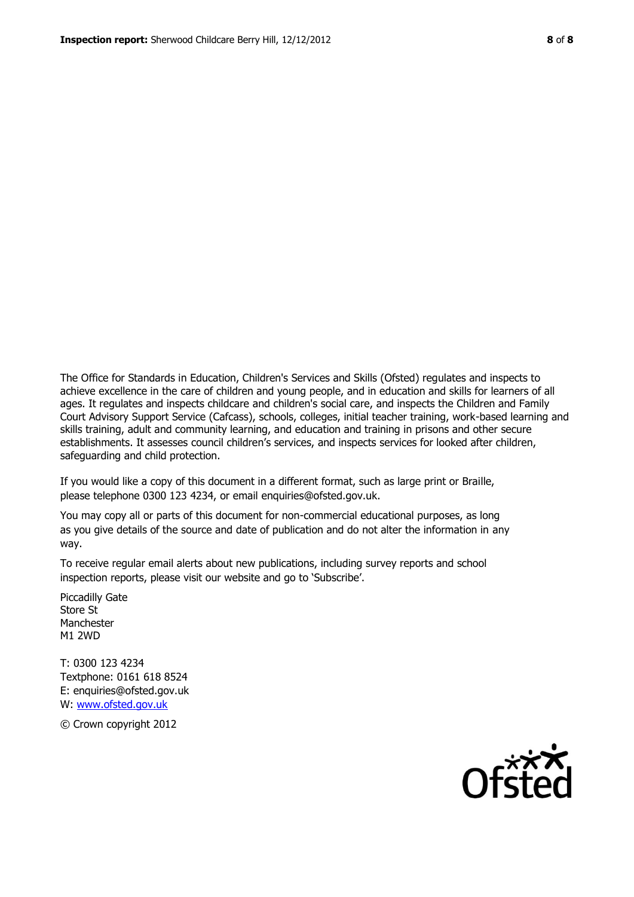The Office for Standards in Education, Children's Services and Skills (Ofsted) regulates and inspects to achieve excellence in the care of children and young people, and in education and skills for learners of all ages. It regulates and inspects childcare and children's social care, and inspects the Children and Family Court Advisory Support Service (Cafcass), schools, colleges, initial teacher training, work-based learning and skills training, adult and community learning, and education and training in prisons and other secure establishments. It assesses council children's services, and inspects services for looked after children, safeguarding and child protection.

If you would like a copy of this document in a different format, such as large print or Braille, please telephone 0300 123 4234, or email enquiries@ofsted.gov.uk.

You may copy all or parts of this document for non-commercial educational purposes, as long as you give details of the source and date of publication and do not alter the information in any way.

To receive regular email alerts about new publications, including survey reports and school inspection reports, please visit our website and go to 'Subscribe'.

Piccadilly Gate  
Store St  
Manchester  
M1 2WD

T: 0300 123 4234  
Textphone: 0161 618 8524  
E: enquiries@ofsted.gov.uk  
W: www.ofsted.gov.uk

© Crown copyright 2012

Ofsted